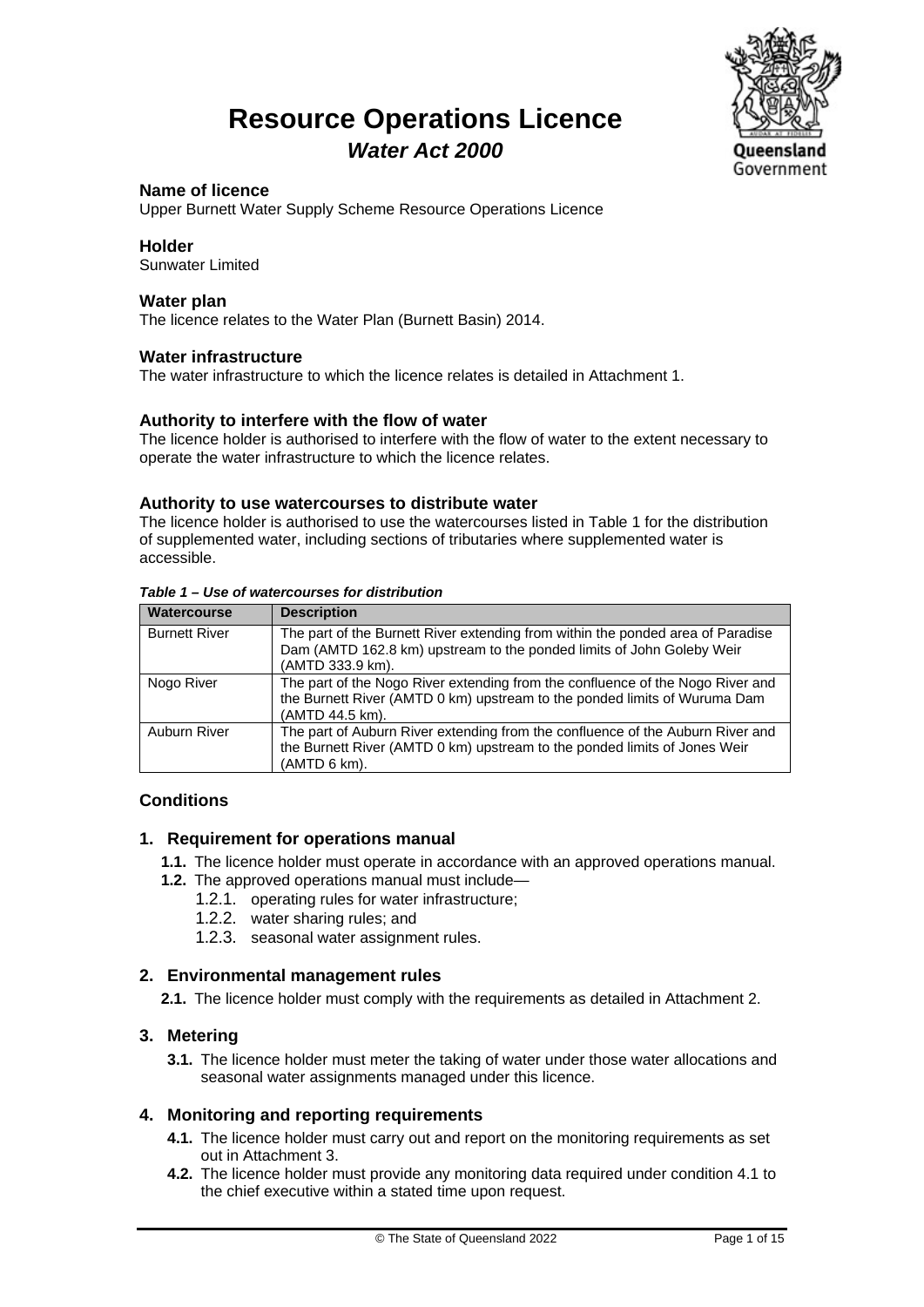# Resource Operations Licence

## *Water Act 2000*

### Name of licence

Upper Burnett Water Supply Scheme Resource Operations Licence

### Holder

Sunwater Limited

### Water plan

The licence relates to the Water Plan (Burnett Basin) 2014.

### Water infrastructure

The water infrastructure to which the licence relates is detailed in Attachment 1.

### Authority to interfere with the flow of water

The licence holder is authorised to interfere with the flow of water to the extent necessary to operate the water infrastructure to which the licence relates.

### Authority to use watercourses to distribute water

The licence holder is authorised to use the watercourses listed in Table 1 for the distribution of supplemented water, including sections of tributaries where supplemented water is accessible.

***Table 1 – Use of watercourses for distribution***

| Watercourse | Description |
|---|---|
| Burnett River | The part of the Burnett River extending from within the ponded area of Paradise Dam (AMTD 162.8 km) upstream to the ponded limits of John Goleby Weir (AMTD 333.9 km). |
| Nogo River | The part of the Nogo River extending from the confluence of the Nogo River and the Burnett River (AMTD 0 km) upstream to the ponded limits of Wuruma Dam (AMTD 44.5 km). |
| Auburn River | The part of Auburn River extending from the confluence of the Auburn River and the Burnett River (AMTD 0 km) upstream to the ponded limits of Jones Weir (AMTD 6 km). |

### Conditions

#### 1. Requirement for operations manual

**1.1.** The licence holder must operate in accordance with an approved operations manual.

**1.2.** The approved operations manual must include—

1.2.1. operating rules for water infrastructure;

1.2.2. water sharing rules; and

1.2.3. seasonal water assignment rules.

#### 2. Environmental management rules

**2.1.** The licence holder must comply with the requirements as detailed in Attachment 2.

#### 3. Metering

**3.1.** The licence holder must meter the taking of water under those water allocations and seasonal water assignments managed under this licence.

#### 4. Monitoring and reporting requirements

**4.1.** The licence holder must carry out and report on the monitoring requirements as set out in Attachment 3.

**4.2.** The licence holder must provide any monitoring data required under condition 4.1 to the chief executive within a stated time upon request.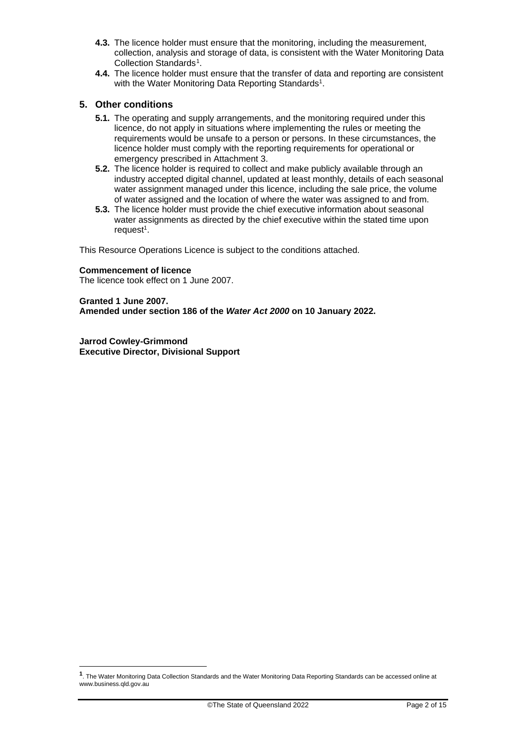**4.3.** The licence holder must ensure that the monitoring, including the measurement, collection, analysis and storage of data, is consistent with the Water Monitoring Data Collection Standards[1].

**4.4.** The licence holder must ensure that the transfer of data and reporting are consistent with the Water Monitoring Data Reporting Standards[1].

## 5. Other conditions

**5.1.** The operating and supply arrangements, and the monitoring required under this licence, do not apply in situations where implementing the rules or meeting the requirements would be unsafe to a person or persons. In these circumstances, the licence holder must comply with the reporting requirements for operational or emergency prescribed in Attachment 3.

**5.2.** The licence holder is required to collect and make publicly available through an industry accepted digital channel, updated at least monthly, details of each seasonal water assignment managed under this licence, including the sale price, the volume of water assigned and the location of where the water was assigned to and from.

**5.3.** The licence holder must provide the chief executive information about seasonal water assignments as directed by the chief executive within the stated time upon request[1].

This Resource Operations Licence is subject to the conditions attached.

**Commencement of licence**
The licence took effect on 1 June 2007.

**Granted 1 June 2007.**
**Amended under section 186 of the *Water Act 2000* on 10 January 2022.**

**Jarrod Cowley-Grimmond**
**Executive Director, Divisional Support**

---

[1]. The Water Monitoring Data Collection Standards and the Water Monitoring Data Reporting Standards can be accessed online at www.business.qld.gov.au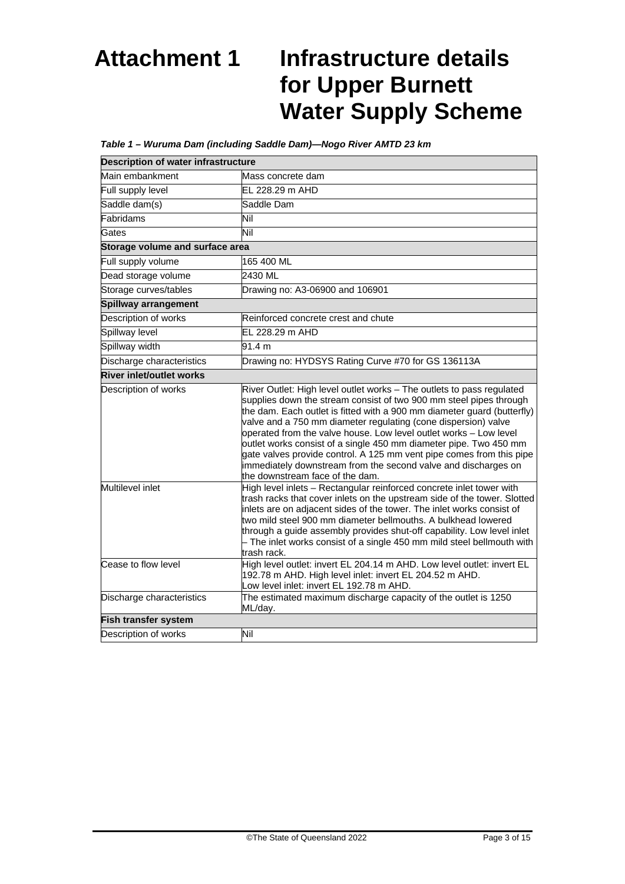# Attachment 1 Infrastructure details for Upper Burnett Water Supply Scheme

***Table 1 – Wuruma Dam (including Saddle Dam)—Nogo River AMTD 23 km***

| **Description of water infrastructure** | |
|---|---|
| Main embankment | Mass concrete dam |
| Full supply level | EL 228.29 m AHD |
| Saddle dam(s) | Saddle Dam |
| Fabridams | Nil |
| Gates | Nil |
| **Storage volume and surface area** | |
| Full supply volume | 165 400 ML |
| Dead storage volume | 2430 ML |
| Storage curves/tables | Drawing no: A3-06900 and 106901 |
| **Spillway arrangement** | |
| Description of works | Reinforced concrete crest and chute |
| Spillway level | EL 228.29 m AHD |
| Spillway width | 91.4 m |
| Discharge characteristics | Drawing no: HYDSYS Rating Curve #70 for GS 136113A |
| **River inlet/outlet works** | |
| Description of works | River Outlet: High level outlet works – The outlets to pass regulated supplies down the stream consist of two 900 mm steel pipes through the dam. Each outlet is fitted with a 900 mm diameter guard (butterfly) valve and a 750 mm diameter regulating (cone dispersion) valve operated from the valve house. Low level outlet works – Low level outlet works consist of a single 450 mm diameter pipe. Two 450 mm gate valves provide control. A 125 mm vent pipe comes from this pipe immediately downstream from the second valve and discharges on the downstream face of the dam. |
| Multilevel inlet | High level inlets – Rectangular reinforced concrete inlet tower with trash racks that cover inlets on the upstream side of the tower. Slotted inlets are on adjacent sides of the tower. The inlet works consist of two mild steel 900 mm diameter bellmouths. A bulkhead lowered through a guide assembly provides shut-off capability. Low level inlet – The inlet works consist of a single 450 mm mild steel bellmouth with trash rack. |
| Cease to flow level | High level outlet: invert EL 204.14 m AHD. Low level outlet: invert EL 192.78 m AHD. High level inlet: invert EL 204.52 m AHD. Low level inlet: invert EL 192.78 m AHD. |
| Discharge characteristics | The estimated maximum discharge capacity of the outlet is 1250 ML/day. |
| **Fish transfer system** | |
| Description of works | Nil |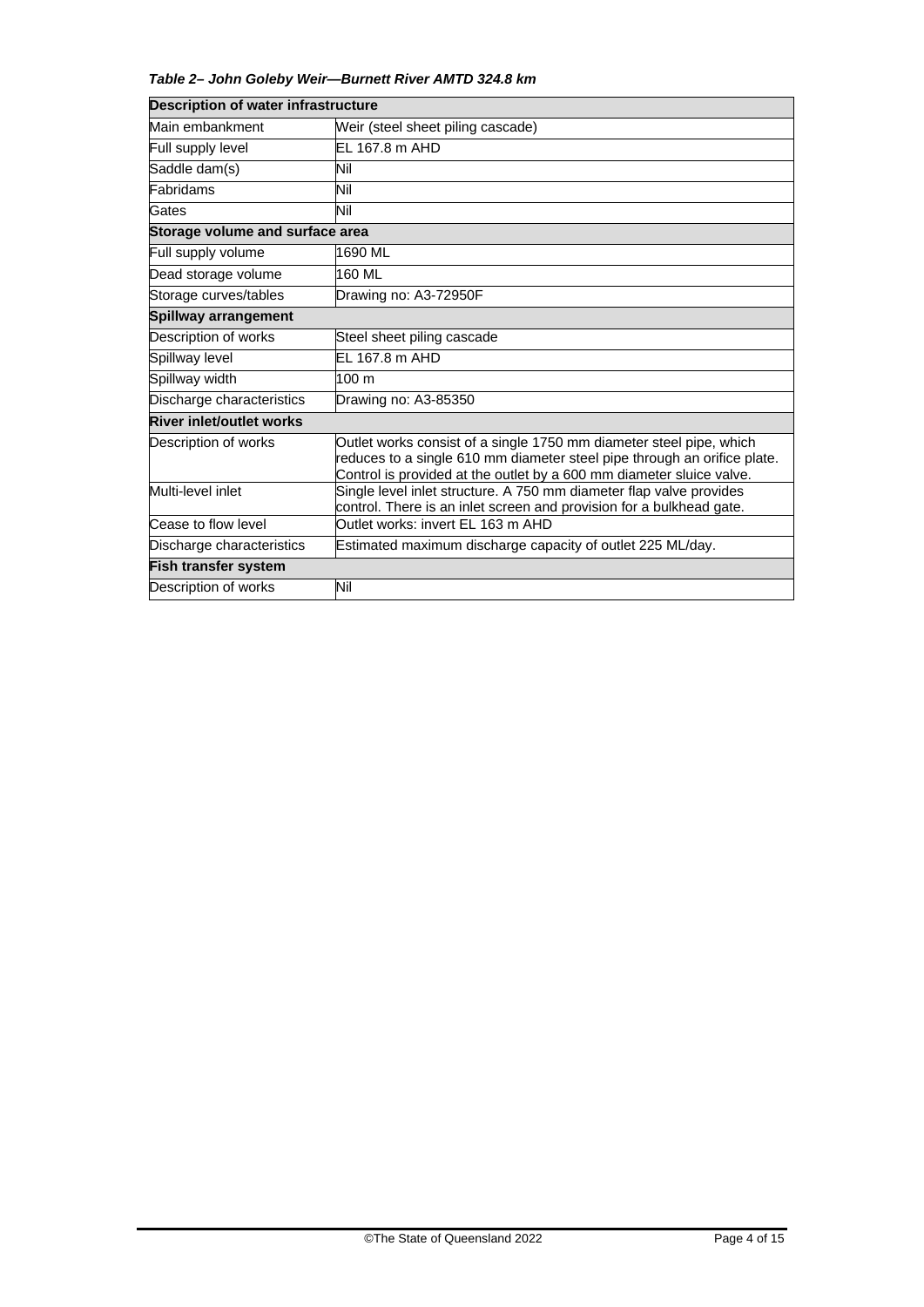***Table 2– John Goleby Weir—Burnett River AMTD 324.8 km***

| **Description of water infrastructure** | |
|---|---|
| Main embankment | Weir (steel sheet piling cascade) |
| Full supply level | EL 167.8 m AHD |
| Saddle dam(s) | Nil |
| Fabridams | Nil |
| Gates | Nil |
| **Storage volume and surface area** | |
| Full supply volume | 1690 ML |
| Dead storage volume | 160 ML |
| Storage curves/tables | Drawing no: A3-72950F |
| **Spillway arrangement** | |
| Description of works | Steel sheet piling cascade |
| Spillway level | EL 167.8 m AHD |
| Spillway width | 100 m |
| Discharge characteristics | Drawing no: A3-85350 |
| **River inlet/outlet works** | |
| Description of works | Outlet works consist of a single 1750 mm diameter steel pipe, which reduces to a single 610 mm diameter steel pipe through an orifice plate. Control is provided at the outlet by a 600 mm diameter sluice valve. |
| Multi-level inlet | Single level inlet structure. A 750 mm diameter flap valve provides control. There is an inlet screen and provision for a bulkhead gate. |
| Cease to flow level | Outlet works: invert EL 163 m AHD |
| Discharge characteristics | Estimated maximum discharge capacity of outlet 225 ML/day. |
| **Fish transfer system** | |
| Description of works | Nil |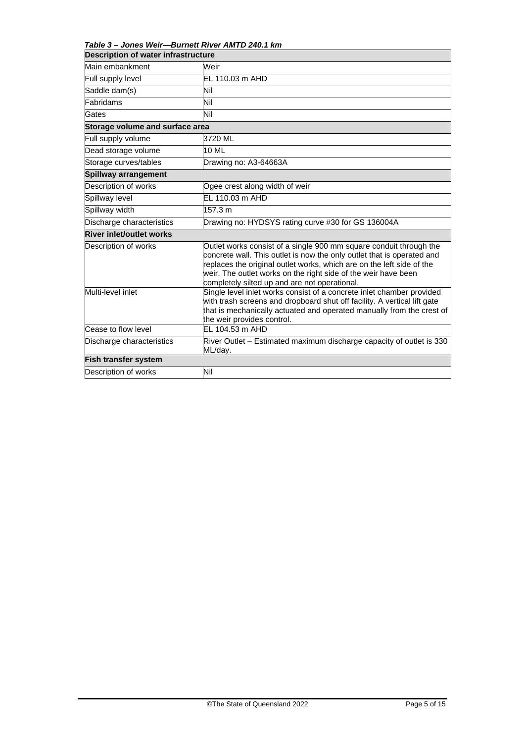***Table 3 – Jones Weir—Burnett River AMTD 240.1 km***

| **Description of water infrastructure** | |
|---|---|
| Main embankment | Weir |
| Full supply level | EL 110.03 m AHD |
| Saddle dam(s) | Nil |
| Fabridams | Nil |
| Gates | Nil |
| **Storage volume and surface area** | |
| Full supply volume | 3720 ML |
| Dead storage volume | 10 ML |
| Storage curves/tables | Drawing no: A3-64663A |
| **Spillway arrangement** | |
| Description of works | Ogee crest along width of weir |
| Spillway level | EL 110.03 m AHD |
| Spillway width | 157.3 m |
| Discharge characteristics | Drawing no: HYDSYS rating curve #30 for GS 136004A |
| **River inlet/outlet works** | |
| Description of works | Outlet works consist of a single 900 mm square conduit through the concrete wall. This outlet is now the only outlet that is operated and replaces the original outlet works, which are on the left side of the weir. The outlet works on the right side of the weir have been completely silted up and are not operational. |
| Multi-level inlet | Single level inlet works consist of a concrete inlet chamber provided with trash screens and dropboard shut off facility. A vertical lift gate that is mechanically actuated and operated manually from the crest of the weir provides control. |
| Cease to flow level | EL 104.53 m AHD |
| Discharge characteristics | River Outlet – Estimated maximum discharge capacity of outlet is 330 ML/day. |
| **Fish transfer system** | |
| Description of works | Nil |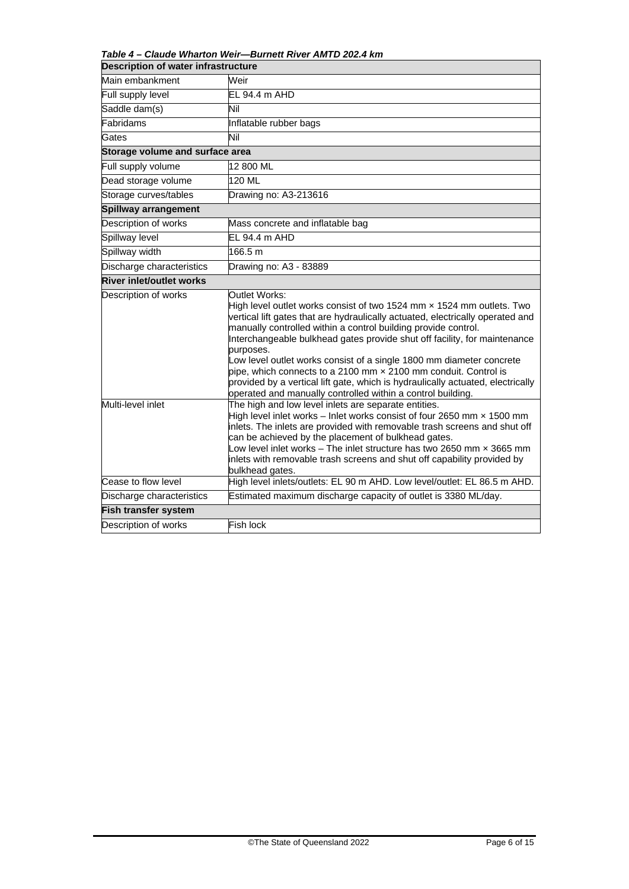*Table 4 – Claude Wharton Weir—Burnett River AMTD 202.4 km*

| **Description of water infrastructure** | |
|---|---|
| Main embankment | Weir |
| Full supply level | EL 94.4 m AHD |
| Saddle dam(s) | Nil |
| Fabridams | Inflatable rubber bags |
| Gates | Nil |
| **Storage volume and surface area** | |
| Full supply volume | 12 800 ML |
| Dead storage volume | 120 ML |
| Storage curves/tables | Drawing no: A3-213616 |
| **Spillway arrangement** | |
| Description of works | Mass concrete and inflatable bag |
| Spillway level | EL 94.4 m AHD |
| Spillway width | 166.5 m |
| Discharge characteristics | Drawing no: A3 - 83889 |
| **River inlet/outlet works** | |
| Description of works | Outlet Works:<br>High level outlet works consist of two 1524 mm × 1524 mm outlets. Two vertical lift gates that are hydraulically actuated, electrically operated and manually controlled within a control building provide control. Interchangeable bulkhead gates provide shut off facility, for maintenance purposes.<br>Low level outlet works consist of a single 1800 mm diameter concrete pipe, which connects to a 2100 mm × 2100 mm conduit. Control is provided by a vertical lift gate, which is hydraulically actuated, electrically operated and manually controlled within a control building. |
| Multi-level inlet | The high and low level inlets are separate entities.<br>High level inlet works – Inlet works consist of four 2650 mm × 1500 mm inlets. The inlets are provided with removable trash screens and shut off can be achieved by the placement of bulkhead gates.<br>Low level inlet works – The inlet structure has two 2650 mm × 3665 mm inlets with removable trash screens and shut off capability provided by bulkhead gates. |
| Cease to flow level | High level inlets/outlets: EL 90 m AHD. Low level/outlet: EL 86.5 m AHD. |
| Discharge characteristics | Estimated maximum discharge capacity of outlet is 3380 ML/day. |
| **Fish transfer system** | |
| Description of works | Fish lock |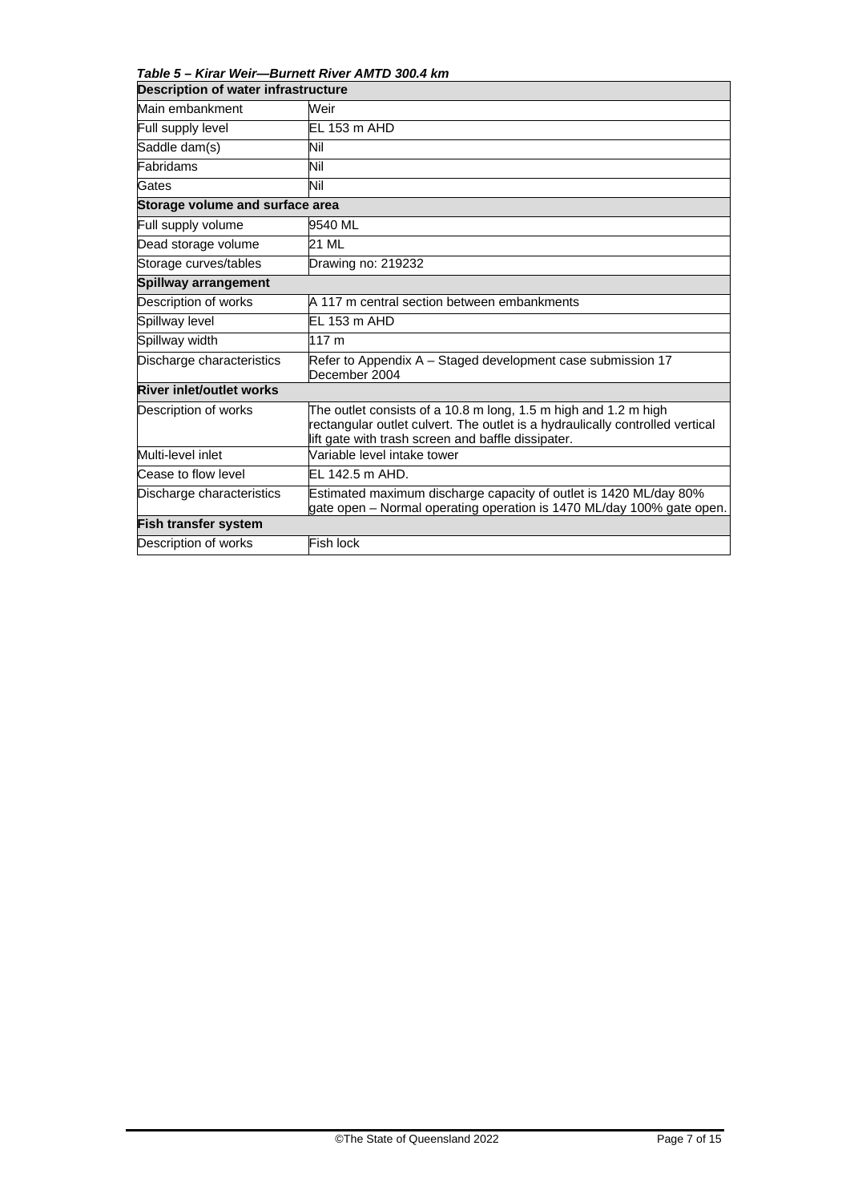***Table 5 – Kirar Weir—Burnett River AMTD 300.4 km***

| **Description of water infrastructure** | |
|---|---|
| Main embankment | Weir |
| Full supply level | EL 153 m AHD |
| Saddle dam(s) | Nil |
| Fabridams | Nil |
| Gates | Nil |
| **Storage volume and surface area** | |
| Full supply volume | 9540 ML |
| Dead storage volume | 21 ML |
| Storage curves/tables | Drawing no: 219232 |
| **Spillway arrangement** | |
| Description of works | A 117 m central section between embankments |
| Spillway level | EL 153 m AHD |
| Spillway width | 117 m |
| Discharge characteristics | Refer to Appendix A – Staged development case submission 17 December 2004 |
| **River inlet/outlet works** | |
| Description of works | The outlet consists of a 10.8 m long, 1.5 m high and 1.2 m high rectangular outlet culvert. The outlet is a hydraulically controlled vertical lift gate with trash screen and baffle dissipater. |
| Multi-level inlet | Variable level intake tower |
| Cease to flow level | EL 142.5 m AHD. |
| Discharge characteristics | Estimated maximum discharge capacity of outlet is 1420 ML/day 80% gate open – Normal operating operation is 1470 ML/day 100% gate open. |
| **Fish transfer system** | |
| Description of works | Fish lock |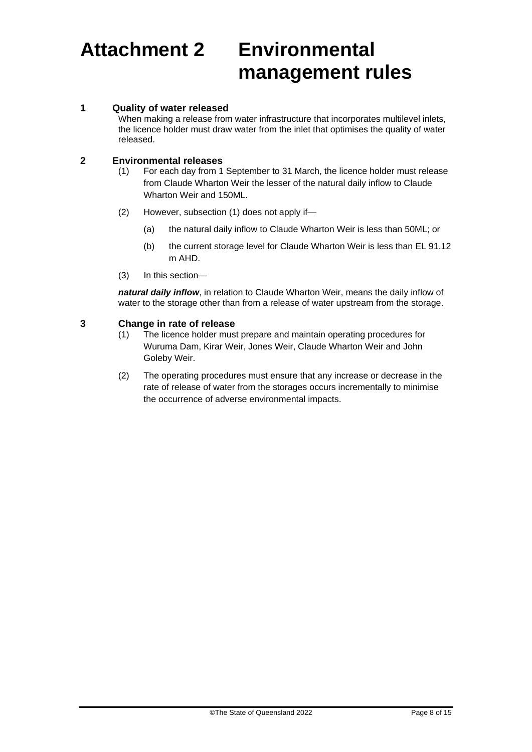# Attachment 2 Environmental management rules

## 1 Quality of water released

When making a release from water infrastructure that incorporates multilevel inlets, the licence holder must draw water from the inlet that optimises the quality of water released.

## 2 Environmental releases

(1) For each day from 1 September to 31 March, the licence holder must release from Claude Wharton Weir the lesser of the natural daily inflow to Claude Wharton Weir and 150ML.

(2) However, subsection (1) does not apply if—

(a) the natural daily inflow to Claude Wharton Weir is less than 50ML; or

(b) the current storage level for Claude Wharton Weir is less than EL 91.12 m AHD.

(3) In this section—

***natural daily inflow***, in relation to Claude Wharton Weir, means the daily inflow of water to the storage other than from a release of water upstream from the storage.

## 3 Change in rate of release

(1) The licence holder must prepare and maintain operating procedures for Wuruma Dam, Kirar Weir, Jones Weir, Claude Wharton Weir and John Goleby Weir.

(2) The operating procedures must ensure that any increase or decrease in the rate of release of water from the storages occurs incrementally to minimise the occurrence of adverse environmental impacts.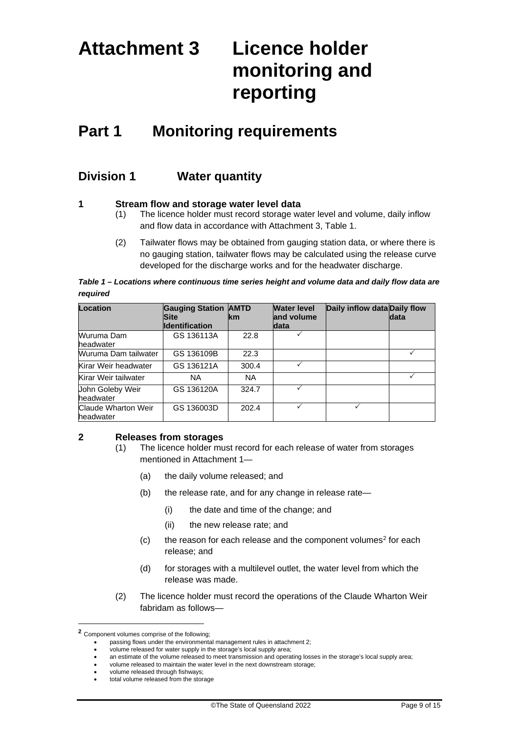# Attachment 3 Licence holder monitoring and reporting

## Part 1 Monitoring requirements

### Division 1 Water quantity

**1 Stream flow and storage water level data**

(1) The licence holder must record storage water level and volume, daily inflow and flow data in accordance with Attachment 3, Table 1.

(2) Tailwater flows may be obtained from gauging station data, or where there is no gauging station, tailwater flows may be calculated using the release curve developed for the discharge works and for the headwater discharge.

***Table 1 – Locations where continuous time series height and volume data and daily flow data are required***

| Location | Gauging Station Site Identification | AMTD km | Water level and volume data | Daily inflow data | Daily flow data |
|---|---|---|---|---|---|
| Wuruma Dam headwater | GS 136113A | 22.8 | ✓ | | |
| Wuruma Dam tailwater | GS 136109B | 22.3 | | | ✓ |
| Kirar Weir headwater | GS 136121A | 300.4 | ✓ | | |
| Kirar Weir tailwater | NA | NA | | | ✓ |
| John Goleby Weir headwater | GS 136120A | 324.7 | ✓ | | |
| Claude Wharton Weir headwater | GS 136003D | 202.4 | ✓ | ✓ | |

**2 Releases from storages**

(1) The licence holder must record for each release of water from storages mentioned in Attachment 1—

(a) the daily volume released; and

(b) the release rate, and for any change in release rate—

(i) the date and time of the change; and

(ii) the new release rate; and

(c) the reason for each release and the component volumes[2] for each release; and

(d) for storages with a multilevel outlet, the water level from which the release was made.

(2) The licence holder must record the operations of the Claude Wharton Weir fabridam as follows—

---

[2] Component volumes comprise of the following;

- passing flows under the environmental management rules in attachment 2;
- volume released for water supply in the storage's local supply area;
- an estimate of the volume released to meet transmission and operating losses in the storage's local supply area;
- volume released to maintain the water level in the next downstream storage;
- volume released through fishways;
- total volume released from the storage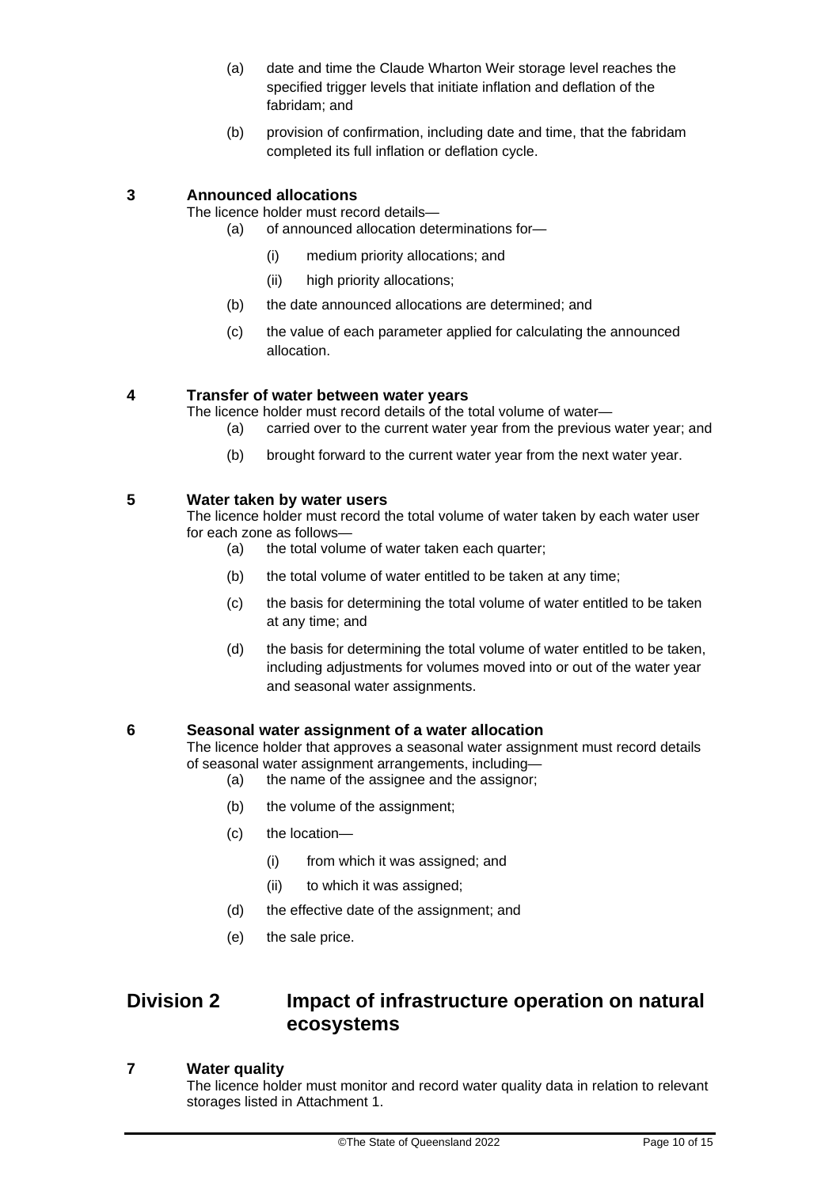(a) date and time the Claude Wharton Weir storage level reaches the specified trigger levels that initiate inflation and deflation of the fabridam; and

(b) provision of confirmation, including date and time, that the fabridam completed its full inflation or deflation cycle.

### 3 Announced allocations

The licence holder must record details—

(a) of announced allocation determinations for—

(i) medium priority allocations; and

(ii) high priority allocations;

(b) the date announced allocations are determined; and

(c) the value of each parameter applied for calculating the announced allocation.

### 4 Transfer of water between water years

The licence holder must record details of the total volume of water—

(a) carried over to the current water year from the previous water year; and

(b) brought forward to the current water year from the next water year.

### 5 Water taken by water users

The licence holder must record the total volume of water taken by each water user for each zone as follows—

(a) the total volume of water taken each quarter;

(b) the total volume of water entitled to be taken at any time;

(c) the basis for determining the total volume of water entitled to be taken at any time; and

(d) the basis for determining the total volume of water entitled to be taken, including adjustments for volumes moved into or out of the water year and seasonal water assignments.

### 6 Seasonal water assignment of a water allocation

The licence holder that approves a seasonal water assignment must record details of seasonal water assignment arrangements, including—

(a) the name of the assignee and the assignor;

(b) the volume of the assignment;

(c) the location—

(i) from which it was assigned; and

(ii) to which it was assigned;

(d) the effective date of the assignment; and

(e) the sale price.

## Division 2 Impact of infrastructure operation on natural ecosystems

### 7 Water quality

The licence holder must monitor and record water quality data in relation to relevant storages listed in Attachment 1.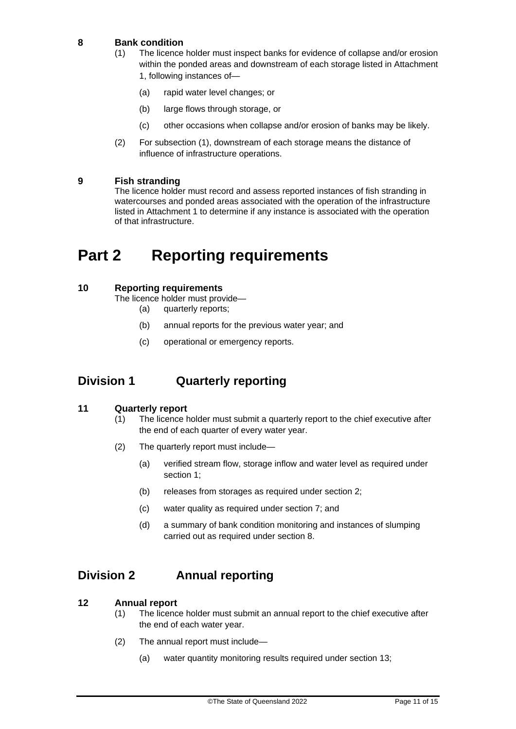### 8 Bank condition

(1) The licence holder must inspect banks for evidence of collapse and/or erosion within the ponded areas and downstream of each storage listed in Attachment 1, following instances of—

(a) rapid water level changes; or

(b) large flows through storage, or

(c) other occasions when collapse and/or erosion of banks may be likely.

(2) For subsection (1), downstream of each storage means the distance of influence of infrastructure operations.

### 9 Fish stranding

The licence holder must record and assess reported instances of fish stranding in watercourses and ponded areas associated with the operation of the infrastructure listed in Attachment 1 to determine if any instance is associated with the operation of that infrastructure.

# Part 2 Reporting requirements

### 10 Reporting requirements

The licence holder must provide—

(a) quarterly reports;

(b) annual reports for the previous water year; and

(c) operational or emergency reports.

## Division 1 Quarterly reporting

### 11 Quarterly report

(1) The licence holder must submit a quarterly report to the chief executive after the end of each quarter of every water year.

(2) The quarterly report must include—

(a) verified stream flow, storage inflow and water level as required under section 1;

(b) releases from storages as required under section 2;

(c) water quality as required under section 7; and

(d) a summary of bank condition monitoring and instances of slumping carried out as required under section 8.

## Division 2 Annual reporting

### 12 Annual report

(1) The licence holder must submit an annual report to the chief executive after the end of each water year.

(2) The annual report must include—

(a) water quantity monitoring results required under section 13;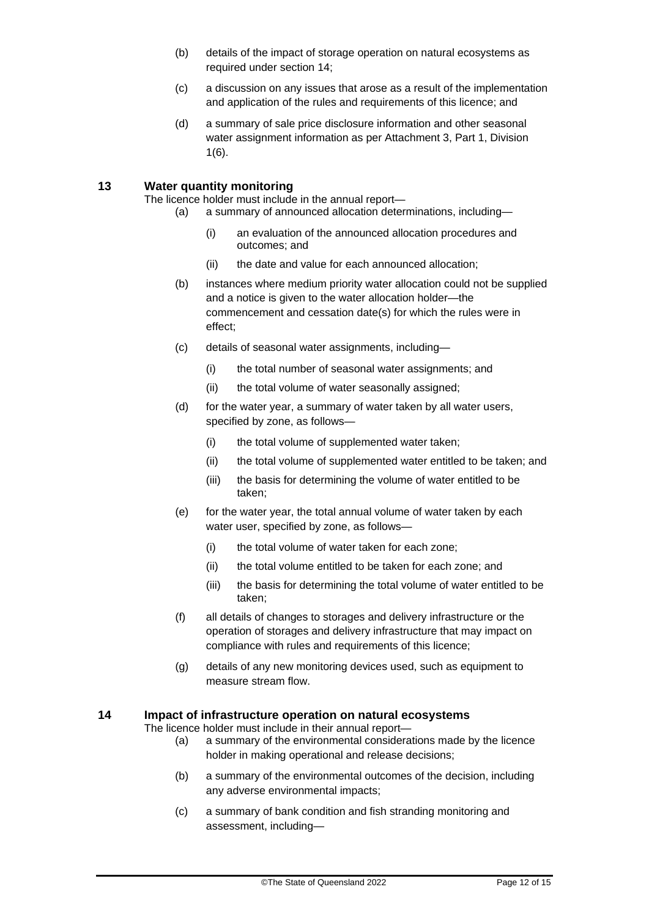(b) details of the impact of storage operation on natural ecosystems as required under section 14;

(c) a discussion on any issues that arose as a result of the implementation and application of the rules and requirements of this licence; and

(d) a summary of sale price disclosure information and other seasonal water assignment information as per Attachment 3, Part 1, Division 1(6).

## 13 Water quantity monitoring

The licence holder must include in the annual report—

(a) a summary of announced allocation determinations, including—

   (i) an evaluation of the announced allocation procedures and outcomes; and

   (ii) the date and value for each announced allocation;

(b) instances where medium priority water allocation could not be supplied and a notice is given to the water allocation holder—the commencement and cessation date(s) for which the rules were in effect;

(c) details of seasonal water assignments, including—

   (i) the total number of seasonal water assignments; and

   (ii) the total volume of water seasonally assigned;

(d) for the water year, a summary of water taken by all water users, specified by zone, as follows—

   (i) the total volume of supplemented water taken;

   (ii) the total volume of supplemented water entitled to be taken; and

   (iii) the basis for determining the volume of water entitled to be taken;

(e) for the water year, the total annual volume of water taken by each water user, specified by zone, as follows—

   (i) the total volume of water taken for each zone;

   (ii) the total volume entitled to be taken for each zone; and

   (iii) the basis for determining the total volume of water entitled to be taken;

(f) all details of changes to storages and delivery infrastructure or the operation of storages and delivery infrastructure that may impact on compliance with rules and requirements of this licence;

(g) details of any new monitoring devices used, such as equipment to measure stream flow.

## 14 Impact of infrastructure operation on natural ecosystems

The licence holder must include in their annual report—

(a) a summary of the environmental considerations made by the licence holder in making operational and release decisions;

(b) a summary of the environmental outcomes of the decision, including any adverse environmental impacts;

(c) a summary of bank condition and fish stranding monitoring and assessment, including—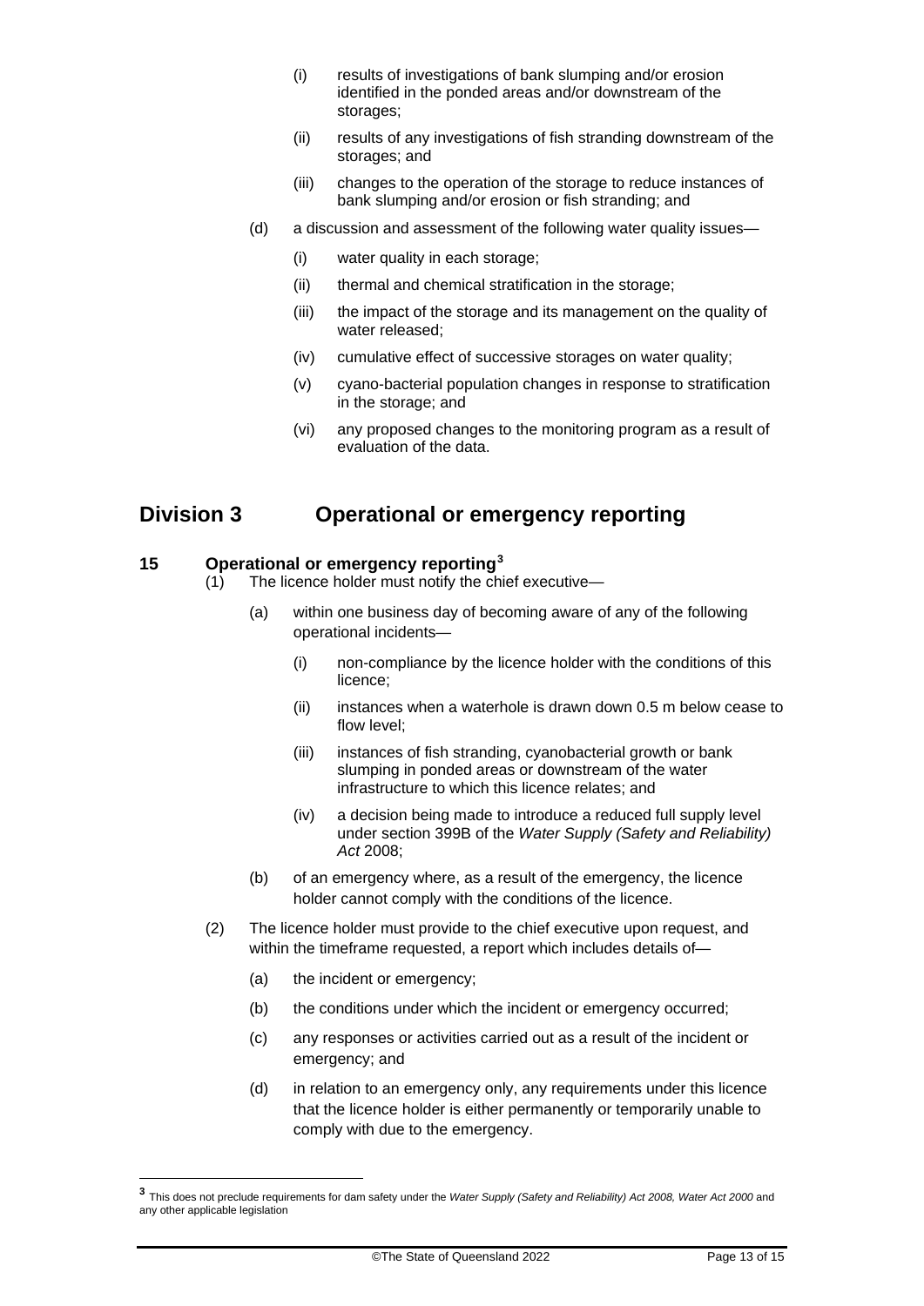(i) results of investigations of bank slumping and/or erosion identified in the ponded areas and/or downstream of the storages;

(ii) results of any investigations of fish stranding downstream of the storages; and

(iii) changes to the operation of the storage to reduce instances of bank slumping and/or erosion or fish stranding; and

(d) a discussion and assessment of the following water quality issues—

(i) water quality in each storage;

(ii) thermal and chemical stratification in the storage;

(iii) the impact of the storage and its management on the quality of water released;

(iv) cumulative effect of successive storages on water quality;

(v) cyano-bacterial population changes in response to stratification in the storage; and

(vi) any proposed changes to the monitoring program as a result of evaluation of the data.

## Division 3 Operational or emergency reporting

### 15 Operational or emergency reporting[3]

(1) The licence holder must notify the chief executive—

(a) within one business day of becoming aware of any of the following operational incidents—

(i) non-compliance by the licence holder with the conditions of this licence;

(ii) instances when a waterhole is drawn down 0.5 m below cease to flow level;

(iii) instances of fish stranding, cyanobacterial growth or bank slumping in ponded areas or downstream of the water infrastructure to which this licence relates; and

(iv) a decision being made to introduce a reduced full supply level under section 399B of the *Water Supply (Safety and Reliability) Act* 2008;

(b) of an emergency where, as a result of the emergency, the licence holder cannot comply with the conditions of the licence.

(2) The licence holder must provide to the chief executive upon request, and within the timeframe requested, a report which includes details of—

(a) the incident or emergency;

(b) the conditions under which the incident or emergency occurred;

(c) any responses or activities carried out as a result of the incident or emergency; and

(d) in relation to an emergency only, any requirements under this licence that the licence holder is either permanently or temporarily unable to comply with due to the emergency.

[3] This does not preclude requirements for dam safety under the *Water Supply (Safety and Reliability) Act 2008, Water Act 2000* and any other applicable legislation

©The State of Queensland 2022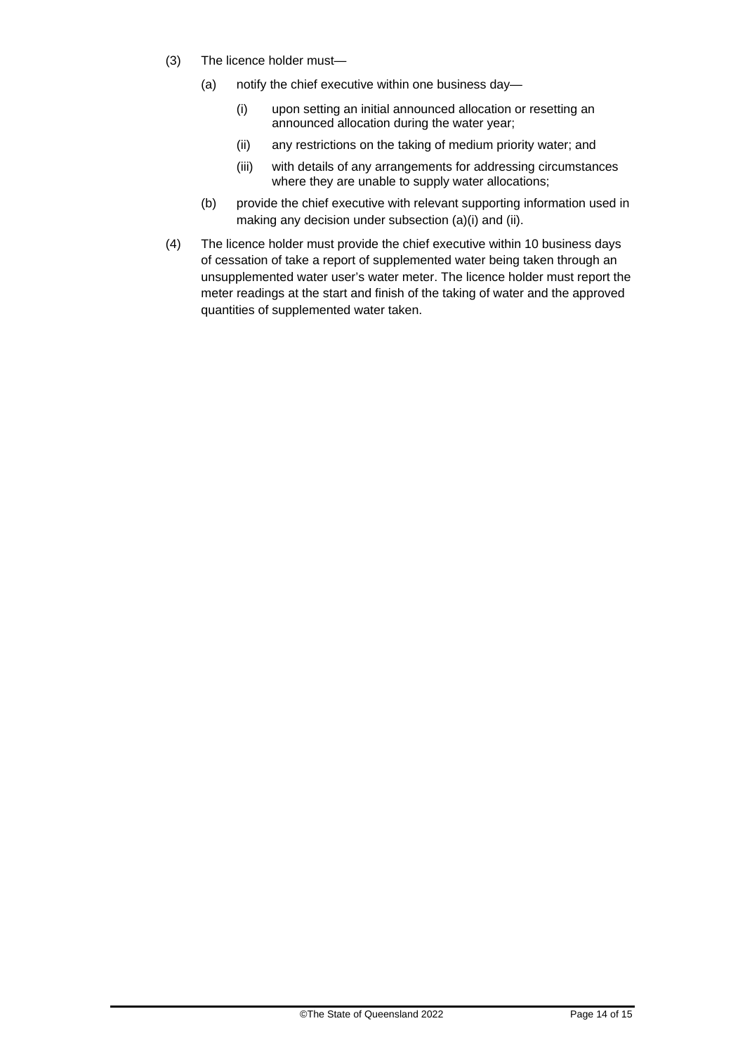(3) The licence holder must—

   (a) notify the chief executive within one business day—

      (i) upon setting an initial announced allocation or resetting an announced allocation during the water year;

      (ii) any restrictions on the taking of medium priority water; and

      (iii) with details of any arrangements for addressing circumstances where they are unable to supply water allocations;

   (b) provide the chief executive with relevant supporting information used in making any decision under subsection (a)(i) and (ii).

(4) The licence holder must provide the chief executive within 10 business days of cessation of take a report of supplemented water being taken through an unsupplemented water user's water meter. The licence holder must report the meter readings at the start and finish of the taking of water and the approved quantities of supplemented water taken.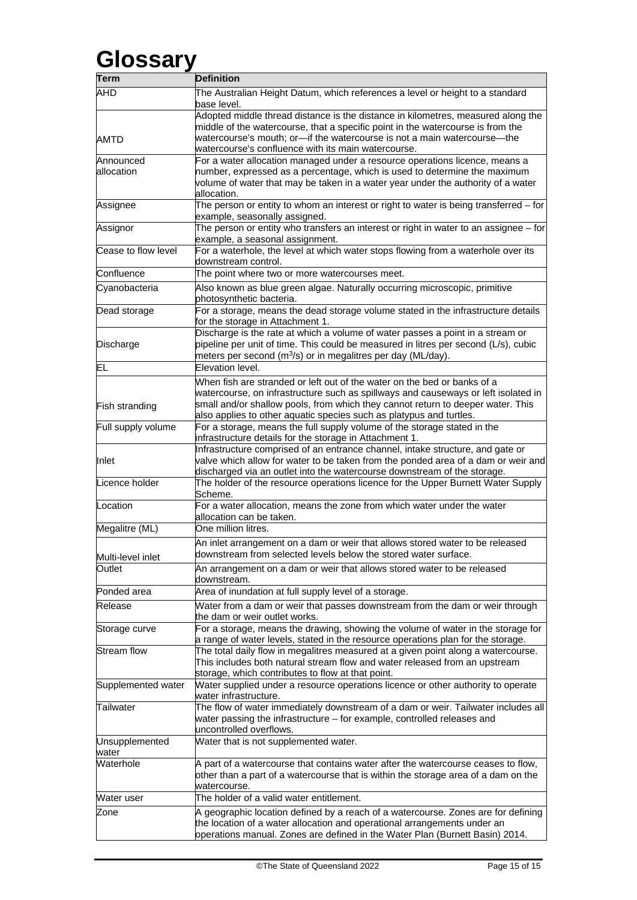# Glossary

| Term | Definition |
|---|---|
| AHD | The Australian Height Datum, which references a level or height to a standard base level. |
| AMTD | Adopted middle thread distance is the distance in kilometres, measured along the middle of the watercourse, that a specific point in the watercourse is from the watercourse's mouth; or—if the watercourse is not a main watercourse—the watercourse's confluence with its main watercourse. |
| Announced allocation | For a water allocation managed under a resource operations licence, means a number, expressed as a percentage, which is used to determine the maximum volume of water that may be taken in a water year under the authority of a water allocation. |
| Assignee | The person or entity to whom an interest or right to water is being transferred – for example, seasonally assigned. |
| Assignor | The person or entity who transfers an interest or right in water to an assignee – for example, a seasonal assignment. |
| Cease to flow level | For a waterhole, the level at which water stops flowing from a waterhole over its downstream control. |
| Confluence | The point where two or more watercourses meet. |
| Cyanobacteria | Also known as blue green algae. Naturally occurring microscopic, primitive photosynthetic bacteria. |
| Dead storage | For a storage, means the dead storage volume stated in the infrastructure details for the storage in Attachment 1. |
| Discharge | Discharge is the rate at which a volume of water passes a point in a stream or pipeline per unit of time. This could be measured in litres per second (L/s), cubic meters per second ($m^3$/s) or in megalitres per day (ML/day). |
| EL | Elevation level. |
| Fish stranding | When fish are stranded or left out of the water on the bed or banks of a watercourse, on infrastructure such as spillways and causeways or left isolated in small and/or shallow pools, from which they cannot return to deeper water. This also applies to other aquatic species such as platypus and turtles. |
| Full supply volume | For a storage, means the full supply volume of the storage stated in the infrastructure details for the storage in Attachment 1. |
| Inlet | Infrastructure comprised of an entrance channel, intake structure, and gate or valve which allow for water to be taken from the ponded area of a dam or weir and discharged via an outlet into the watercourse downstream of the storage. |
| Licence holder | The holder of the resource operations licence for the Upper Burnett Water Supply Scheme. |
| Location | For a water allocation, means the zone from which water under the water allocation can be taken. |
| Megalitre (ML) | One million litres. |
| Multi-level inlet | An inlet arrangement on a dam or weir that allows stored water to be released downstream from selected levels below the stored water surface. |
| Outlet | An arrangement on a dam or weir that allows stored water to be released downstream. |
| Ponded area | Area of inundation at full supply level of a storage. |
| Release | Water from a dam or weir that passes downstream from the dam or weir through the dam or weir outlet works. |
| Storage curve | For a storage, means the drawing, showing the volume of water in the storage for a range of water levels, stated in the resource operations plan for the storage. |
| Stream flow | The total daily flow in megalitres measured at a given point along a watercourse. This includes both natural stream flow and water released from an upstream storage, which contributes to flow at that point. |
| Supplemented water | Water supplied under a resource operations licence or other authority to operate water infrastructure. |
| Tailwater | The flow of water immediately downstream of a dam or weir. Tailwater includes all water passing the infrastructure – for example, controlled releases and uncontrolled overflows. |
| Unsupplemented water | Water that is not supplemented water. |
| Waterhole | A part of a watercourse that contains water after the watercourse ceases to flow, other than a part of a watercourse that is within the storage area of a dam on the watercourse. |
| Water user | The holder of a valid water entitlement. |
| Zone | A geographic location defined by a reach of a watercourse. Zones are for defining the location of a water allocation and operational arrangements under an operations manual. Zones are defined in the Water Plan (Burnett Basin) 2014. |

©The State of Queensland 2022